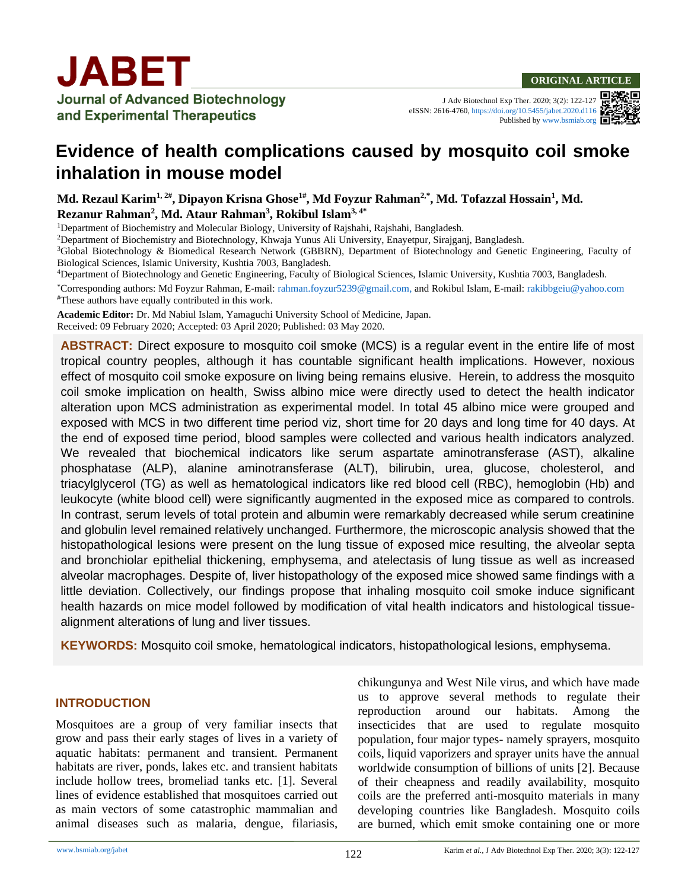ORIGINAL ARTICLE

# Evidence of health complications caused by mosquito coil smoke inhalation in mouse model

**Md. Rezaul Karim[1, 2#], Dipayon Krisna Ghose[1#], Md Foyzur Rahman[2,*], Md. Tofazzal Hossain[1], Md. Rezanur Rahman[2], Md. Ataur Rahman[3], Rokibul Islam[3, 4*]**

[1]Department of Biochemistry and Molecular Biology, University of Rajshahi, Rajshahi, Bangladesh.

[2]Department of Biochemistry and Biotechnology, Khwaja Yunus Ali University, Enayetpur, Sirajganj, Bangladesh.

[3]Global Biotechnology & Biomedical Research Network (GBBRN), Department of Biotechnology and Genetic Engineering, Faculty of Biological Sciences, Islamic University, Kushtia 7003, Bangladesh.

[4]Department of Biotechnology and Genetic Engineering, Faculty of Biological Sciences, Islamic University, Kushtia 7003, Bangladesh.

*Corresponding authors: Md Foyzur Rahman, E-mail: rahman.foyzur5239@gmail.com, and Rokibul Islam, E-mail: rakibbgeiu@yahoo.com

#These authors have equally contributed in this work.

**Academic Editor:** Dr. Md Nabiul Islam, Yamaguchi University School of Medicine, Japan.

Received: 09 February 2020; Accepted: 03 April 2020; Published: 03 May 2020.

**ABSTRACT:** Direct exposure to mosquito coil smoke (MCS) is a regular event in the entire life of most tropical country peoples, although it has countable significant health implications. However, noxious effect of mosquito coil smoke exposure on living being remains elusive. Herein, to address the mosquito coil smoke implication on health, Swiss albino mice were directly used to detect the health indicator alteration upon MCS administration as experimental model. In total 45 albino mice were grouped and exposed with MCS in two different time period viz, short time for 20 days and long time for 40 days. At the end of exposed time period, blood samples were collected and various health indicators analyzed. We revealed that biochemical indicators like serum aspartate aminotransferase (AST), alkaline phosphatase (ALP), alanine aminotransferase (ALT), bilirubin, urea, glucose, cholesterol, and triacylglycerol (TG) as well as hematological indicators like red blood cell (RBC), hemoglobin (Hb) and leukocyte (white blood cell) were significantly augmented in the exposed mice as compared to controls. In contrast, serum levels of total protein and albumin were remarkably decreased while serum creatinine and globulin level remained relatively unchanged. Furthermore, the microscopic analysis showed that the histopathological lesions were present on the lung tissue of exposed mice resulting, the alveolar septa and bronchiolar epithelial thickening, emphysema, and atelectasis of lung tissue as well as increased alveolar macrophages. Despite of, liver histopathology of the exposed mice showed same findings with a little deviation. Collectively, our findings propose that inhaling mosquito coil smoke induce significant health hazards on mice model followed by modification of vital health indicators and histological tissue-alignment alterations of lung and liver tissues.

**KEYWORDS:** Mosquito coil smoke, hematological indicators, histopathological lesions, emphysema.

## INTRODUCTION

Mosquitoes are a group of very familiar insects that grow and pass their early stages of lives in a variety of aquatic habitats: permanent and transient. Permanent habitats are river, ponds, lakes etc. and transient habitats include hollow trees, bromeliad tanks etc. [1]. Several lines of evidence established that mosquitoes carried out as main vectors of some catastrophic mammalian and animal diseases such as malaria, dengue, filariasis, chikungunya and West Nile virus, and which have made us to approve several methods to regulate their reproduction around our habitats. Among the insecticides that are used to regulate mosquito population, four major types- namely sprayers, mosquito coils, liquid vaporizers and sprayer units have the annual worldwide consumption of billions of units [2]. Because of their cheapness and readily availability, mosquito coils are the preferred anti-mosquito materials in many developing countries like Bangladesh. Mosquito coils are burned, which emit smoke containing one or more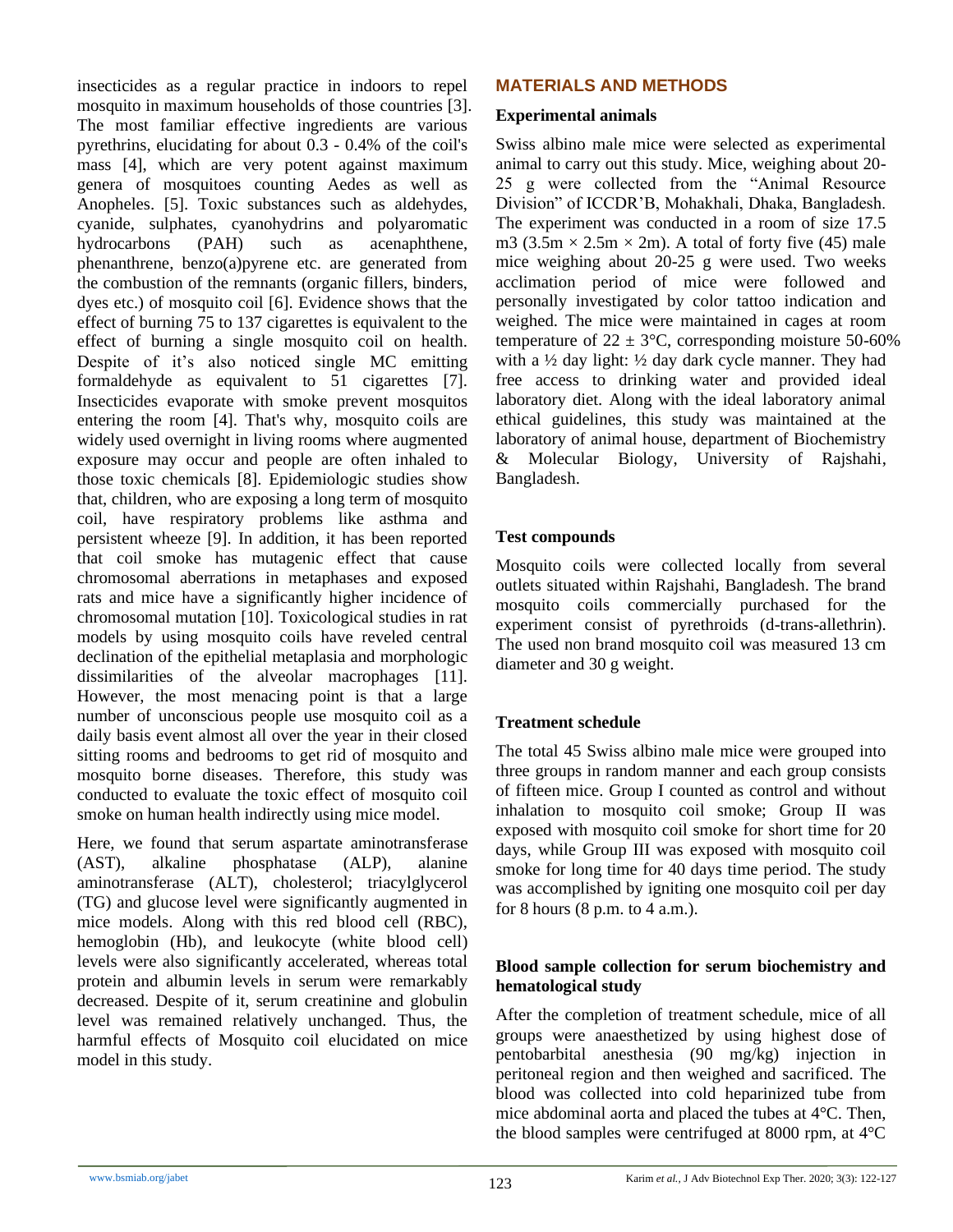insecticides as a regular practice in indoors to repel mosquito in maximum households of those countries [3]. The most familiar effective ingredients are various pyrethrins, elucidating for about 0.3 - 0.4% of the coil's mass [4], which are very potent against maximum genera of mosquitoes counting Aedes as well as Anopheles. [5]. Toxic substances such as aldehydes, cyanide, sulphates, cyanohydrins and polyaromatic hydrocarbons (PAH) such as acenaphthene, phenanthrene, benzo(a)pyrene etc. are generated from the combustion of the remnants (organic fillers, binders, dyes etc.) of mosquito coil [6]. Evidence shows that the effect of burning 75 to 137 cigarettes is equivalent to the effect of burning a single mosquito coil on health. Despite of it's also noticed single MC emitting formaldehyde as equivalent to 51 cigarettes [7]. Insecticides evaporate with smoke prevent mosquitos entering the room [4]. That's why, mosquito coils are widely used overnight in living rooms where augmented exposure may occur and people are often inhaled to those toxic chemicals [8]. Epidemiologic studies show that, children, who are exposing a long term of mosquito coil, have respiratory problems like asthma and persistent wheeze [9]. In addition, it has been reported that coil smoke has mutagenic effect that cause chromosomal aberrations in metaphases and exposed rats and mice have a significantly higher incidence of chromosomal mutation [10]. Toxicological studies in rat models by using mosquito coils have reveled central declination of the epithelial metaplasia and morphologic dissimilarities of the alveolar macrophages [11]. However, the most menacing point is that a large number of unconscious people use mosquito coil as a daily basis event almost all over the year in their closed sitting rooms and bedrooms to get rid of mosquito and mosquito borne diseases. Therefore, this study was conducted to evaluate the toxic effect of mosquito coil smoke on human health indirectly using mice model.

Here, we found that serum aspartate aminotransferase (AST), alkaline phosphatase (ALP), alanine aminotransferase (ALT), cholesterol; triacylglycerol (TG) and glucose level were significantly augmented in mice models. Along with this red blood cell (RBC), hemoglobin (Hb), and leukocyte (white blood cell) levels were also significantly accelerated, whereas total protein and albumin levels in serum were remarkably decreased. Despite of it, serum creatinine and globulin level was remained relatively unchanged. Thus, the harmful effects of Mosquito coil elucidated on mice model in this study.

## MATERIALS AND METHODS

### Experimental animals

Swiss albino male mice were selected as experimental animal to carry out this study. Mice, weighing about 20-25 g were collected from the "Animal Resource Division" of ICCDR'B, Mohakhali, Dhaka, Bangladesh. The experiment was conducted in a room of size 17.5 $m^3$ (3.5m × 2.5m × 2m). A total of forty five (45) male mice weighing about 20-25 g were used. Two weeks acclimation period of mice were followed and personally investigated by color tattoo indication and weighed. The mice were maintained in cages at room temperature of 22 ± 3°C, corresponding moisture 50-60% with a ½ day light: ½ day dark cycle manner. They had free access to drinking water and provided ideal laboratory diet. Along with the ideal laboratory animal ethical guidelines, this study was maintained at the laboratory of animal house, department of Biochemistry & Molecular Biology, University of Rajshahi, Bangladesh.

### Test compounds

Mosquito coils were collected locally from several outlets situated within Rajshahi, Bangladesh. The brand mosquito coils commercially purchased for the experiment consist of pyrethroids (d-trans-allethrin). The used non brand mosquito coil was measured 13 cm diameter and 30 g weight.

### Treatment schedule

The total 45 Swiss albino male mice were grouped into three groups in random manner and each group consists of fifteen mice. Group I counted as control and without inhalation to mosquito coil smoke; Group II was exposed with mosquito coil smoke for short time for 20 days, while Group III was exposed with mosquito coil smoke for long time for 40 days time period. The study was accomplished by igniting one mosquito coil per day for 8 hours (8 p.m. to 4 a.m.).

### Blood sample collection for serum biochemistry and hematological study

After the completion of treatment schedule, mice of all groups were anaesthetized by using highest dose of pentobarbital anesthesia (90 mg/kg) injection in peritoneal region and then weighed and sacrificed. The blood was collected into cold heparinized tube from mice abdominal aorta and placed the tubes at 4°C. Then, the blood samples were centrifuged at 8000 rpm, at 4°C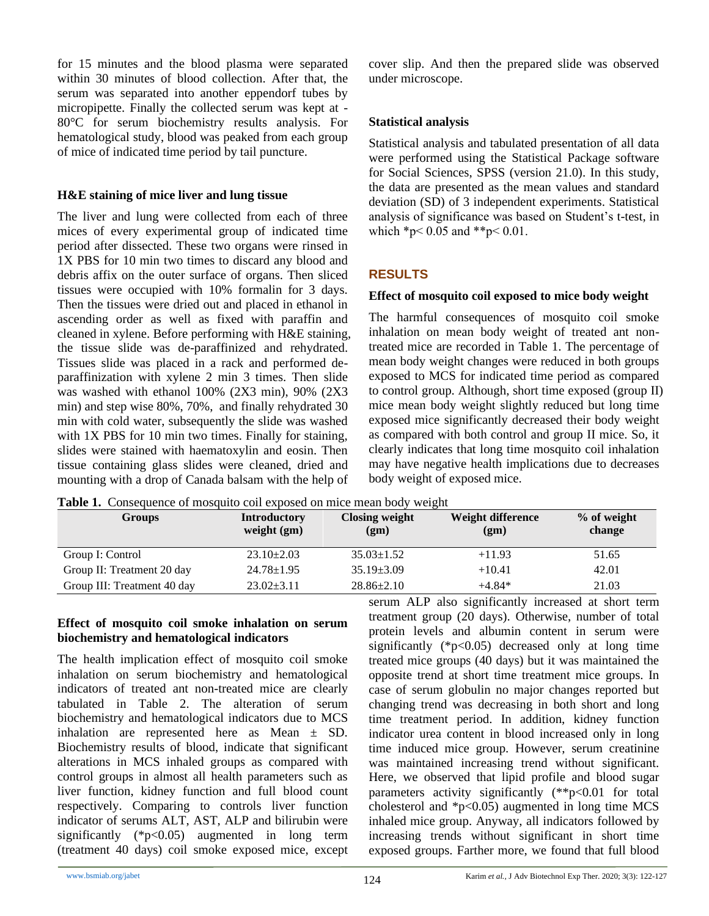for 15 minutes and the blood plasma were separated within 30 minutes of blood collection. After that, the serum was separated into another eppendorf tubes by micropipette. Finally the collected serum was kept at -80°C for serum biochemistry results analysis. For hematological study, blood was peaked from each group of mice of indicated time period by tail puncture.

### H&E staining of mice liver and lung tissue

The liver and lung were collected from each of three mices of every experimental group of indicated time period after dissected. These two organs were rinsed in 1X PBS for 10 min two times to discard any blood and debris affix on the outer surface of organs. Then sliced tissues were occupied with 10% formalin for 3 days. Then the tissues were dried out and placed in ethanol in ascending order as well as fixed with paraffin and cleaned in xylene. Before performing with H&E staining, the tissue slide was de-paraffinized and rehydrated. Tissues slide was placed in a rack and performed de-paraffinization with xylene 2 min 3 times. Then slide was washed with ethanol 100% (2X3 min), 90% (2X3 min) and step wise 80%, 70%, and finally rehydrated 30 min with cold water, subsequently the slide was washed with 1X PBS for 10 min two times. Finally for staining, slides were stained with haematoxylin and eosin. Then tissue containing glass slides were cleaned, dried and mounting with a drop of Canada balsam with the help of cover slip. And then the prepared slide was observed under microscope.

### Statistical analysis

Statistical analysis and tabulated presentation of all data were performed using the Statistical Package software for Social Sciences, SPSS (version 21.0). In this study, the data are presented as the mean values and standard deviation (SD) of 3 independent experiments. Statistical analysis of significance was based on Student's t-test, in which *$p< 0.05$ and **$p< 0.01$.

## RESULTS

### Effect of mosquito coil exposed to mice body weight

The harmful consequences of mosquito coil smoke inhalation on mean body weight of treated ant non-treated mice are recorded in Table 1. The percentage of mean body weight changes were reduced in both groups exposed to MCS for indicated time period as compared to control group. Although, short time exposed (group II) mice mean body weight slightly reduced but long time exposed mice significantly decreased their body weight as compared with both control and group II mice. So, it clearly indicates that long time mosquito coil inhalation may have negative health implications due to decreases body weight of exposed mice.

**Table 1.** Consequence of mosquito coil exposed on mice mean body weight

| Groups | Introductory weight (gm) | Closing weight (gm) | Weight difference (gm) | % of weight change |
|---|---|---|---|---|
| Group I: Control | 23.10±2.03 | 35.03±1.52 | +11.93 | 51.65 |
| Group II: Treatment 20 day | 24.78±1.95 | 35.19±3.09 | +10.41 | 42.01 |
| Group III: Treatment 40 day | 23.02±3.11 | 28.86±2.10 | +4.84* | 21.03 |

### Effect of mosquito coil smoke inhalation on serum biochemistry and hematological indicators

The health implication effect of mosquito coil smoke inhalation on serum biochemistry and hematological indicators of treated ant non-treated mice are clearly tabulated in Table 2. The alteration of serum biochemistry and hematological indicators due to MCS inhalation are represented here as Mean ± SD. Biochemistry results of blood, indicate that significant alterations in MCS inhaled groups as compared with control groups in almost all health parameters such as liver function, kidney function and full blood count respectively. Comparing to controls liver function indicator of serums ALT, AST, ALP and bilirubin were significantly (*$p<0.05$) augmented in long term (treatment 40 days) coil smoke exposed mice, except serum ALP also significantly increased at short term treatment group (20 days). Otherwise, number of total protein levels and albumin content in serum were significantly (*$p<0.05$) decreased only at long time treated mice groups (40 days) but it was maintained the opposite trend at short time treatment mice groups. In case of serum globulin no major changes reported but changing trend was decreasing in both short and long time treatment period. In addition, kidney function indicator urea content in blood increased only in long time induced mice group. However, serum creatinine was maintained increasing trend without significant. Here, we observed that lipid profile and blood sugar parameters activity significantly (**$p<0.01$ for total cholesterol and *$p<0.05$) augmented in long time MCS inhaled mice group. Anyway, all indicators followed by increasing trends without significant in short time exposed groups. Farther more, we found that full blood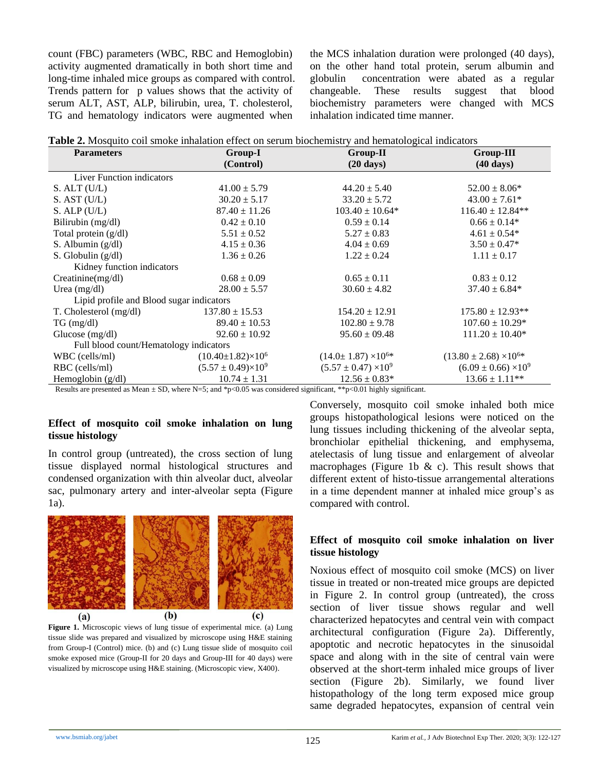count (FBC) parameters (WBC, RBC and Hemoglobin) activity augmented dramatically in both short time and long-time inhaled mice groups as compared with control. Trends pattern for p values shows that the activity of serum ALT, AST, ALP, bilirubin, urea, T. cholesterol, TG and hematology indicators were augmented when the MCS inhalation duration were prolonged (40 days), on the other hand total protein, serum albumin and globulin concentration were abated as a regular changeable. These results suggest that blood biochemistry parameters were changed with MCS inhalation indicated time manner.

**Table 2.** Mosquito coil smoke inhalation effect on serum biochemistry and hematological indicators

| Parameters | Group-I (Control) | Group-II (20 days) | Group-III (40 days) |
|---|---|---|---|
| Liver Function indicators | | | |
| S. ALT (U/L) | 41.00 ± 5.79 | 44.20 ± 5.40 | 52.00 ± 8.06* |
| S. AST (U/L) | 30.20 ± 5.17 | 33.20 ± 5.72 | 43.00 ± 7.61* |
| S. ALP (U/L) | 87.40 ± 11.26 | 103.40 ± 10.64* | 116.40 ± 12.84** |
| Bilirubin (mg/dl) | 0.42 ± 0.10 | 0.59 ± 0.14 | 0.66 ± 0.14* |
| Total protein (g/dl) | 5.51 ± 0.52 | 5.27 ± 0.83 | 4.61 ± 0.54* |
| S. Albumin (g/dl) | 4.15 ± 0.36 | 4.04 ± 0.69 | 3.50 ± 0.47* |
| S. Globulin (g/dl) | 1.36 ± 0.26 | 1.22 ± 0.24 | 1.11 ± 0.17 |
| Kidney function indicators | | | |
| Creatinine(mg/dl) | 0.68 ± 0.09 | 0.65 ± 0.11 | 0.83 ± 0.12 |
| Urea (mg/dl) | 28.00 ± 5.57 | 30.60 ± 4.82 | 37.40 ± 6.84* |
| Lipid profile and Blood sugar indicators | | | |
| T. Cholesterol (mg/dl) | 137.80 ± 15.53 | 154.20 ± 12.91 | 175.80 ± 12.93** |
| TG (mg/dl) | 89.40 ± 10.53 | 102.80 ± 9.78 | 107.60 ± 10.29* |
| Glucose (mg/dl) | 92.60 ± 10.92 | 95.60 ± 09.48 | 111.20 ± 10.40* |
| Full blood count/Hematology indicators | | | |
| WBC (cells/ml) | $(10.40 \pm 1.82) \times 10^6$ | $(14.0 \pm 1.87) \times 10^{6}$* | $(13.80 \pm 2.68) \times 10^{6}$* |
| RBC (cells/ml) | $(5.57 \pm 0.49) \times 10^9$ | $(5.57 \pm 0.47) \times 10^9$ | $(6.09 \pm 0.66) \times 10^9$ |
| Hemoglobin (g/dl) | 10.74 ± 1.31 | 12.56 ± 0.83* | 13.66 ± 1.11** |

Results are presented as Mean ± SD, where N=5; and *$p<0.05$ was considered significant, **$p<0.01$ highly significant.

### Effect of mosquito coil smoke inhalation on lung tissue histology

In control group (untreated), the cross section of lung tissue displayed normal histological structures and condensed organization with thin alveolar duct, alveolar sac, pulmonary artery and inter-alveolar septa (Figure 1a).

**Figure 1.** Microscopic views of lung tissue of experimental mice. (a) Lung tissue slide was prepared and visualized by microscope using H&E staining from Group-I (Control) mice. (b) and (c) Lung tissue slide of mosquito coil smoke exposed mice (Group-II for 20 days and Group-III for 40 days) were visualized by microscope using H&E staining. (Microscopic view, X400).

Conversely, mosquito coil smoke inhaled both mice groups histopathological lesions were noticed on the lung tissues including thickening of the alveolar septa, bronchiolar epithelial thickening, and emphysema, atelectasis of lung tissue and enlargement of alveolar macrophages (Figure 1b & c). This result shows that different extent of histo-tissue arrangemental alterations in a time dependent manner at inhaled mice group's as compared with control.

### Effect of mosquito coil smoke inhalation on liver tissue histology

Noxious effect of mosquito coil smoke (MCS) on liver tissue in treated or non-treated mice groups are depicted in Figure 2. In control group (untreated), the cross section of liver tissue shows regular and well characterized hepatocytes and central vein with compact architectural configuration (Figure 2a). Differently, apoptotic and necrotic hepatocytes in the sinusoidal space and along with in the site of central vain were observed at the short-term inhaled mice groups of liver section (Figure 2b). Similarly, we found liver histopathology of the long term exposed mice group same degraded hepatocytes, expansion of central vein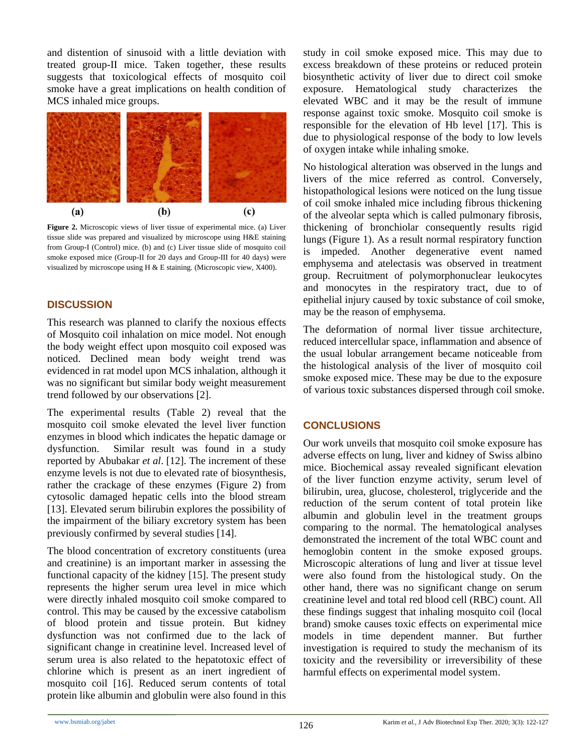and distention of sinusoid with a little deviation with treated group-II mice. Taken together, these results suggests that toxicological effects of mosquito coil smoke have a great implications on health condition of MCS inhaled mice groups.

**Figure 2.** Microscopic views of liver tissue of experimental mice. (a) Liver tissue slide was prepared and visualized by microscope using H&E staining from Group-I (Control) mice. (b) and (c) Liver tissue slide of mosquito coil smoke exposed mice (Group-II for 20 days and Group-III for 40 days) were visualized by microscope using H & E staining. (Microscopic view, X400).

## DISCUSSION

This research was planned to clarify the noxious effects of Mosquito coil inhalation on mice model. Not enough the body weight effect upon mosquito coil exposed was noticed. Declined mean body weight trend was evidenced in rat model upon MCS inhalation, although it was no significant but similar body weight measurement trend followed by our observations [2].

The experimental results (Table 2) reveal that the mosquito coil smoke elevated the level liver function enzymes in blood which indicates the hepatic damage or dysfunction. Similar result was found in a study reported by Abubakar *et al*. [12]. The increment of these enzyme levels is not due to elevated rate of biosynthesis, rather the crackage of these enzymes (Figure 2) from cytosolic damaged hepatic cells into the blood stream [13]. Elevated serum bilirubin explores the possibility of the impairment of the biliary excretory system has been previously confirmed by several studies [14].

The blood concentration of excretory constituents (urea and creatinine) is an important marker in assessing the functional capacity of the kidney [15]. The present study represents the higher serum urea level in mice which were directly inhaled mosquito coil smoke compared to control. This may be caused by the excessive catabolism of blood protein and tissue protein. But kidney dysfunction was not confirmed due to the lack of significant change in creatinine level. Increased level of serum urea is also related to the hepatotoxic effect of chlorine which is present as an inert ingredient of mosquito coil [16]. Reduced serum contents of total protein like albumin and globulin were also found in this study in coil smoke exposed mice. This may due to excess breakdown of these proteins or reduced protein biosynthetic activity of liver due to direct coil smoke exposure. Hematological study characterizes the elevated WBC and it may be the result of immune response against toxic smoke. Mosquito coil smoke is responsible for the elevation of Hb level [17]. This is due to physiological response of the body to low levels of oxygen intake while inhaling smoke.

No histological alteration was observed in the lungs and livers of the mice referred as control. Conversely, histopathological lesions were noticed on the lung tissue of coil smoke inhaled mice including fibrous thickening of the alveolar septa which is called pulmonary fibrosis, thickening of bronchiolar consequently results rigid lungs (Figure 1). As a result normal respiratory function is impeded. Another degenerative event named emphysema and atelectasis was observed in treatment group. Recruitment of polymorphonuclear leukocytes and monocytes in the respiratory tract, due to of epithelial injury caused by toxic substance of coil smoke, may be the reason of emphysema.

The deformation of normal liver tissue architecture, reduced intercellular space, inflammation and absence of the usual lobular arrangement became noticeable from the histological analysis of the liver of mosquito coil smoke exposed mice. These may be due to the exposure of various toxic substances dispersed through coil smoke.

## CONCLUSIONS

Our work unveils that mosquito coil smoke exposure has adverse effects on lung, liver and kidney of Swiss albino mice. Biochemical assay revealed significant elevation of the liver function enzyme activity, serum level of bilirubin, urea, glucose, cholesterol, triglyceride and the reduction of the serum content of total protein like albumin and globulin level in the treatment groups comparing to the normal. The hematological analyses demonstrated the increment of the total WBC count and hemoglobin content in the smoke exposed groups. Microscopic alterations of lung and liver at tissue level were also found from the histological study. On the other hand, there was no significant change on serum creatinine level and total red blood cell (RBC) count. All these findings suggest that inhaling mosquito coil (local brand) smoke causes toxic effects on experimental mice models in time dependent manner. But further investigation is required to study the mechanism of its toxicity and the reversibility or irreversibility of these harmful effects on experimental model system.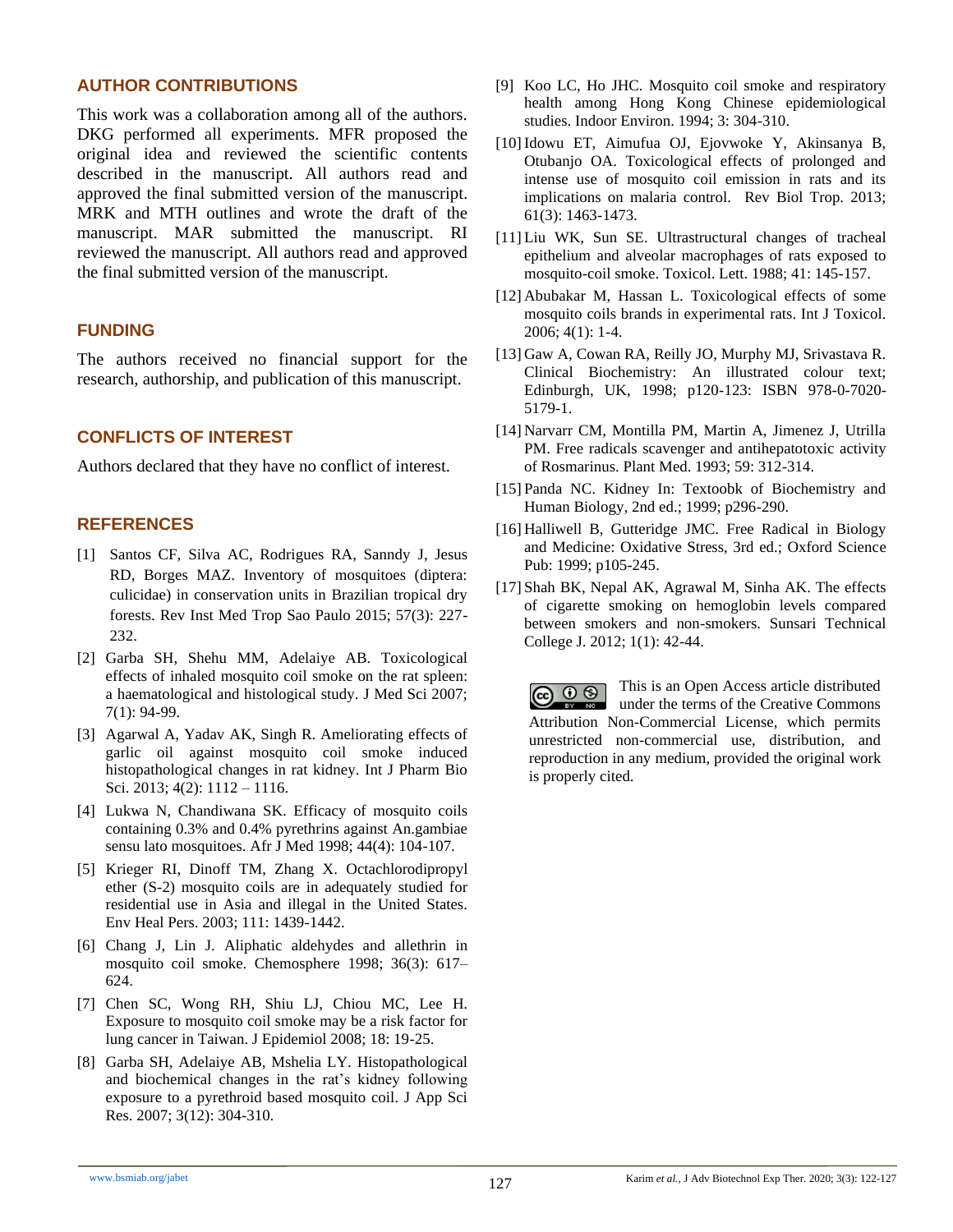## AUTHOR CONTRIBUTIONS

This work was a collaboration among all of the authors. DKG performed all experiments. MFR proposed the original idea and reviewed the scientific contents described in the manuscript. All authors read and approved the final submitted version of the manuscript. MRK and MTH outlines and wrote the draft of the manuscript. MAR submitted the manuscript. RI reviewed the manuscript. All authors read and approved the final submitted version of the manuscript.

## FUNDING

The authors received no financial support for the research, authorship, and publication of this manuscript.

## CONFLICTS OF INTEREST

Authors declared that they have no conflict of interest.

## REFERENCES

[1] Santos CF, Silva AC, Rodrigues RA, Sanndy J, Jesus RD, Borges MAZ. Inventory of mosquitoes (diptera: culicidae) in conservation units in Brazilian tropical dry forests. Rev Inst Med Trop Sao Paulo 2015; 57(3): 227-232.

[2] Garba SH, Shehu MM, Adelaiye AB. Toxicological effects of inhaled mosquito coil smoke on the rat spleen: a haematological and histological study. J Med Sci 2007; 7(1): 94-99.

[3] Agarwal A, Yadav AK, Singh R. Ameliorating effects of garlic oil against mosquito coil smoke induced histopathological changes in rat kidney. Int J Pharm Bio Sci. 2013; 4(2): 1112 – 1116.

[4] Lukwa N, Chandiwana SK. Efficacy of mosquito coils containing 0.3% and 0.4% pyrethrins against An.gambiae sensu lato mosquitoes. Afr J Med 1998; 44(4): 104-107.

[5] Krieger RI, Dinoff TM, Zhang X. Octachlorodipropyl ether (S-2) mosquito coils are in adequately studied for residential use in Asia and illegal in the United States. Env Heal Pers. 2003; 111: 1439-1442.

[6] Chang J, Lin J. Aliphatic aldehydes and allethrin in mosquito coil smoke. Chemosphere 1998; 36(3): 617–624.

[7] Chen SC, Wong RH, Shiu LJ, Chiou MC, Lee H. Exposure to mosquito coil smoke may be a risk factor for lung cancer in Taiwan. J Epidemiol 2008; 18: 19-25.

[8] Garba SH, Adelaiye AB, Mshelia LY. Histopathological and biochemical changes in the rat's kidney following exposure to a pyrethroid based mosquito coil. J App Sci Res. 2007; 3(12): 304-310.

[9] Koo LC, Ho JHC. Mosquito coil smoke and respiratory health among Hong Kong Chinese epidemiological studies. Indoor Environ. 1994; 3: 304-310.

[10] Idowu ET, Aimufua OJ, Ejovwoke Y, Akinsanya B, Otubanjo OA. Toxicological effects of prolonged and intense use of mosquito coil emission in rats and its implications on malaria control. Rev Biol Trop. 2013; 61(3): 1463-1473.

[11] Liu WK, Sun SE. Ultrastructural changes of tracheal epithelium and alveolar macrophages of rats exposed to mosquito-coil smoke. Toxicol. Lett. 1988; 41: 145-157.

[12] Abubakar M, Hassan L. Toxicological effects of some mosquito coils brands in experimental rats. Int J Toxicol. 2006; 4(1): 1-4.

[13] Gaw A, Cowan RA, Reilly JO, Murphy MJ, Srivastava R. Clinical Biochemistry: An illustrated colour text; Edinburgh, UK, 1998; p120-123: ISBN 978-0-7020-5179-1.

[14] Narvarr CM, Montilla PM, Martin A, Jimenez J, Utrilla PM. Free radicals scavenger and antihepatotoxic activity of Rosmarinus. Plant Med. 1993; 59: 312-314.

[15] Panda NC. Kidney In: Textoobk of Biochemistry and Human Biology, 2nd ed.; 1999; p296-290.

[16] Halliwell B, Gutteridge JMC. Free Radical in Biology and Medicine: Oxidative Stress, 3rd ed.; Oxford Science Pub: 1999; p105-245.

[17] Shah BK, Nepal AK, Agrawal M, Sinha AK. The effects of cigarette smoking on hemoglobin levels compared between smokers and non-smokers. Sunsari Technical College J. 2012; 1(1): 42-44.

This is an Open Access article distributed under the terms of the Creative Commons Attribution Non-Commercial License, which permits unrestricted non-commercial use, distribution, and reproduction in any medium, provided the original work is properly cited.